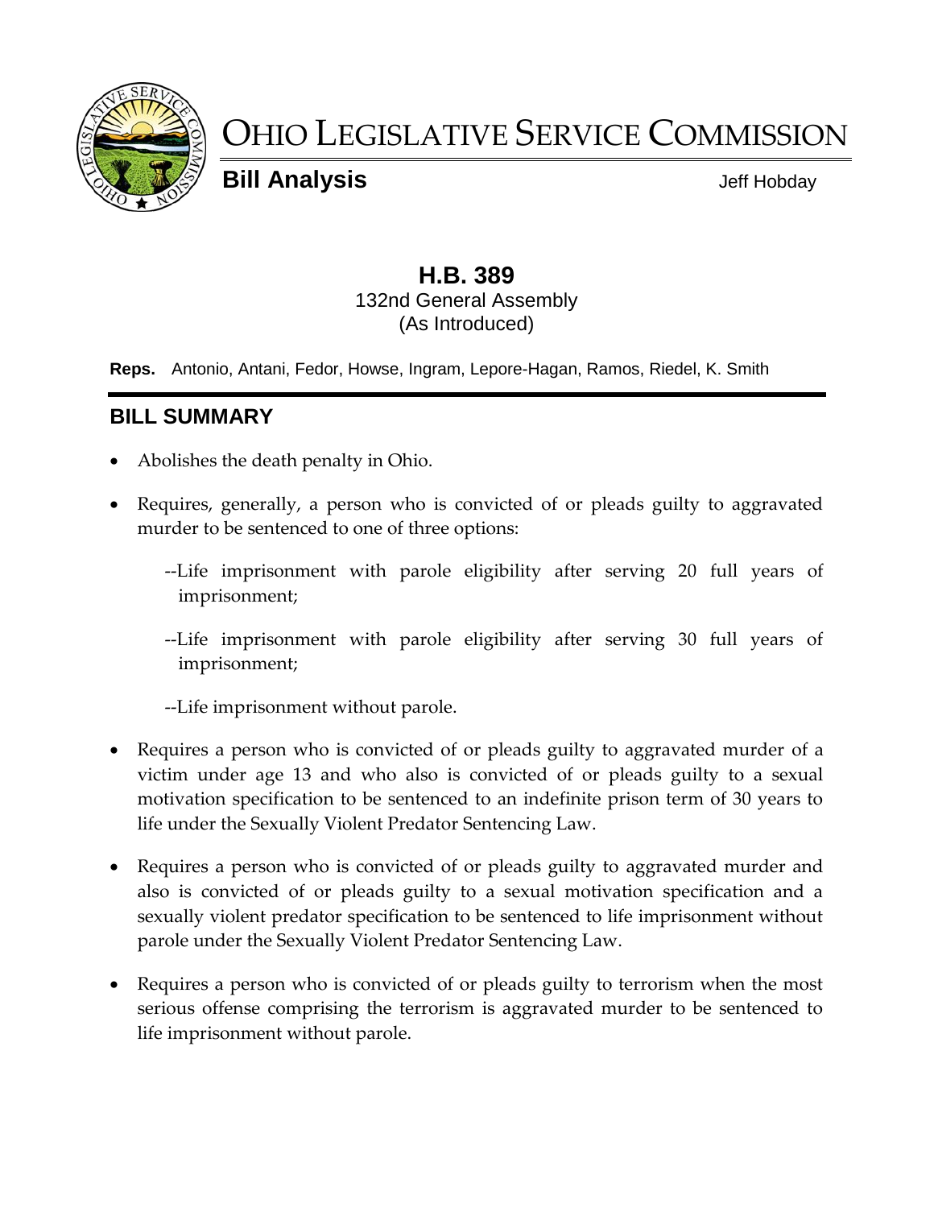# OHIO LEGISLATIVE SERVICE COMMISSION

**Bill Analysis** Jeff Hobday

## H.B. 389

132nd General Assembly
(As Introduced)

**Reps.** Antonio, Antani, Fedor, Howse, Ingram, Lepore-Hagan, Ramos, Riedel, K. Smith

## BILL SUMMARY

- Abolishes the death penalty in Ohio.
- Requires, generally, a person who is convicted of or pleads guilty to aggravated murder to be sentenced to one of three options:

  --Life imprisonment with parole eligibility after serving 20 full years of imprisonment;

  --Life imprisonment with parole eligibility after serving 30 full years of imprisonment;

  --Life imprisonment without parole.

- Requires a person who is convicted of or pleads guilty to aggravated murder of a victim under age 13 and who also is convicted of or pleads guilty to a sexual motivation specification to be sentenced to an indefinite prison term of 30 years to life under the Sexually Violent Predator Sentencing Law.
- Requires a person who is convicted of or pleads guilty to aggravated murder and also is convicted of or pleads guilty to a sexual motivation specification and a sexually violent predator specification to be sentenced to life imprisonment without parole under the Sexually Violent Predator Sentencing Law.
- Requires a person who is convicted of or pleads guilty to terrorism when the most serious offense comprising the terrorism is aggravated murder to be sentenced to life imprisonment without parole.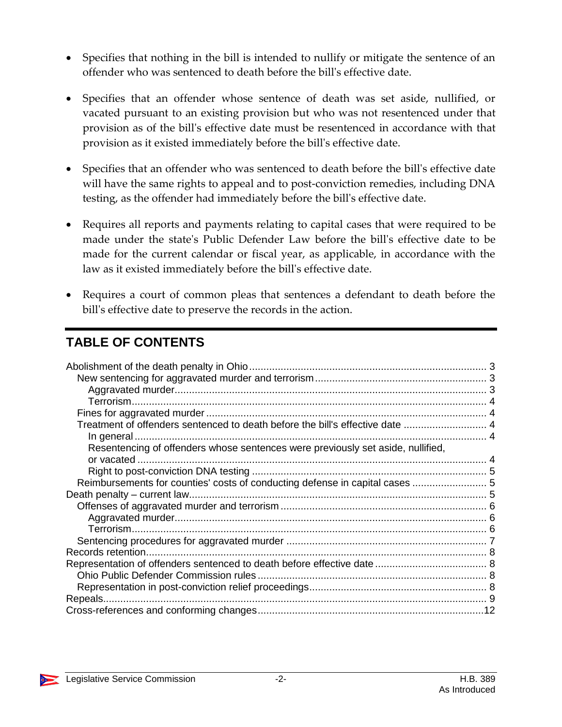- Specifies that nothing in the bill is intended to nullify or mitigate the sentence of an offender who was sentenced to death before the bill's effective date.

- Specifies that an offender whose sentence of death was set aside, nullified, or vacated pursuant to an existing provision but who was not resentenced under that provision as of the bill's effective date must be resentenced in accordance with that provision as it existed immediately before the bill's effective date.

- Specifies that an offender who was sentenced to death before the bill's effective date will have the same rights to appeal and to post-conviction remedies, including DNA testing, as the offender had immediately before the bill's effective date.

- Requires all reports and payments relating to capital cases that were required to be made under the state's Public Defender Law before the bill's effective date to be made for the current calendar or fiscal year, as applicable, in accordance with the law as it existed immediately before the bill's effective date.

- Requires a court of common pleas that sentences a defendant to death before the bill's effective date to preserve the records in the action.

## TABLE OF CONTENTS

Abolishment of the death penalty in Ohio ........ 3
  New sentencing for aggravated murder and terrorism ........ 3
    Aggravated murder ........ 3
    Terrorism ........ 4
  Fines for aggravated murder ........ 4
  Treatment of offenders sentenced to death before the bill's effective date ........ 4
    In general ........ 4
    Resentencing of offenders whose sentences were previously set aside, nullified, or vacated ........ 4
    Right to post-conviction DNA testing ........ 5
  Reimbursements for counties' costs of conducting defense in capital cases ........ 5
Death penalty – current law ........ 5
  Offenses of aggravated murder and terrorism ........ 6
    Aggravated murder ........ 6
    Terrorism ........ 6
  Sentencing procedures for aggravated murder ........ 7
Records retention ........ 8
Representation of offenders sentenced to death before effective date ........ 8
  Ohio Public Defender Commission rules ........ 8
  Representation in post-conviction relief proceedings ........ 8
Repeals ........ 9
Cross-references and conforming changes ........ 12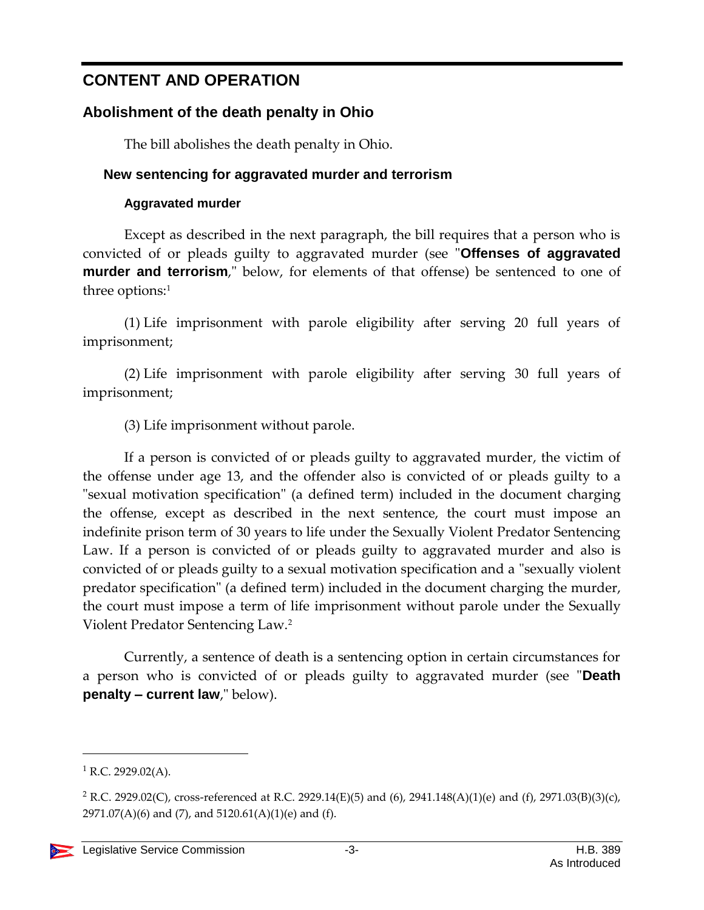# CONTENT AND OPERATION

## Abolishment of the death penalty in Ohio

The bill abolishes the death penalty in Ohio.

### New sentencing for aggravated murder and terrorism

#### Aggravated murder

Except as described in the next paragraph, the bill requires that a person who is convicted of or pleads guilty to aggravated murder (see "**Offenses of aggravated murder and terrorism**," below, for elements of that offense) be sentenced to one of three options:[1]

(1) Life imprisonment with parole eligibility after serving 20 full years of imprisonment;

(2) Life imprisonment with parole eligibility after serving 30 full years of imprisonment;

(3) Life imprisonment without parole.

If a person is convicted of or pleads guilty to aggravated murder, the victim of the offense under age 13, and the offender also is convicted of or pleads guilty to a "sexual motivation specification" (a defined term) included in the document charging the offense, except as described in the next sentence, the court must impose an indefinite prison term of 30 years to life under the Sexually Violent Predator Sentencing Law. If a person is convicted of or pleads guilty to aggravated murder and also is convicted of or pleads guilty to a sexual motivation specification and a "sexually violent predator specification" (a defined term) included in the document charging the murder, the court must impose a term of life imprisonment without parole under the Sexually Violent Predator Sentencing Law.[2]

Currently, a sentence of death is a sentencing option in certain circumstances for a person who is convicted of or pleads guilty to aggravated murder (see "**Death penalty – current law**," below).

---

[1] R.C. 2929.02(A).

[2] R.C. 2929.02(C), cross-referenced at R.C. 2929.14(E)(5) and (6), 2941.148(A)(1)(e) and (f), 2971.03(B)(3)(c), 2971.07(A)(6) and (7), and 5120.61(A)(1)(e) and (f).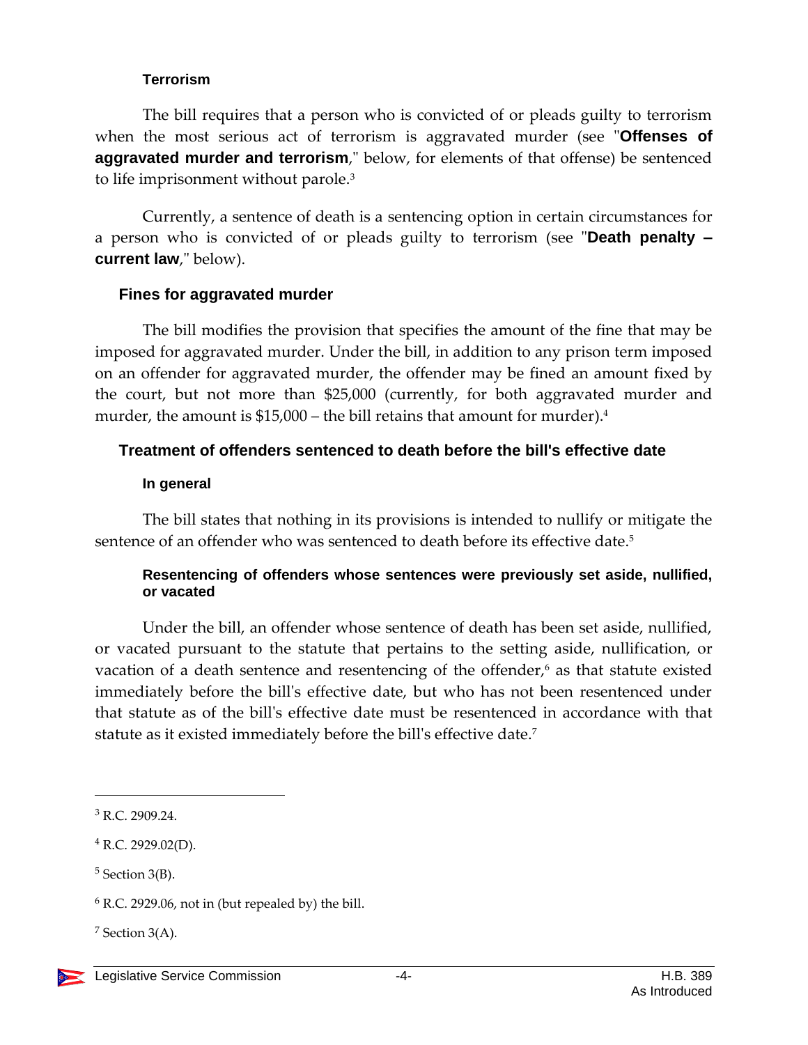### Terrorism

The bill requires that a person who is convicted of or pleads guilty to terrorism when the most serious act of terrorism is aggravated murder (see "**Offenses of aggravated murder and terrorism**," below, for elements of that offense) be sentenced to life imprisonment without parole.[3]

Currently, a sentence of death is a sentencing option in certain circumstances for a person who is convicted of or pleads guilty to terrorism (see "**Death penalty – current law**," below).

## Fines for aggravated murder

The bill modifies the provision that specifies the amount of the fine that may be imposed for aggravated murder. Under the bill, in addition to any prison term imposed on an offender for aggravated murder, the offender may be fined an amount fixed by the court, but not more than $25,000 (currently, for both aggravated murder and murder, the amount is $15,000 – the bill retains that amount for murder).[4]

## Treatment of offenders sentenced to death before the bill's effective date

### In general

The bill states that nothing in its provisions is intended to nullify or mitigate the sentence of an offender who was sentenced to death before its effective date.[5]

### Resentencing of offenders whose sentences were previously set aside, nullified, or vacated

Under the bill, an offender whose sentence of death has been set aside, nullified, or vacated pursuant to the statute that pertains to the setting aside, nullification, or vacation of a death sentence and resentencing of the offender,[6] as that statute existed immediately before the bill's effective date, but who has not been resentenced under that statute as of the bill's effective date must be resentenced in accordance with that statute as it existed immediately before the bill's effective date.[7]

---

[3] R.C. 2909.24.

[4] R.C. 2929.02(D).

[5] Section 3(B).

[6] R.C. 2929.06, not in (but repealed by) the bill.

[7] Section 3(A).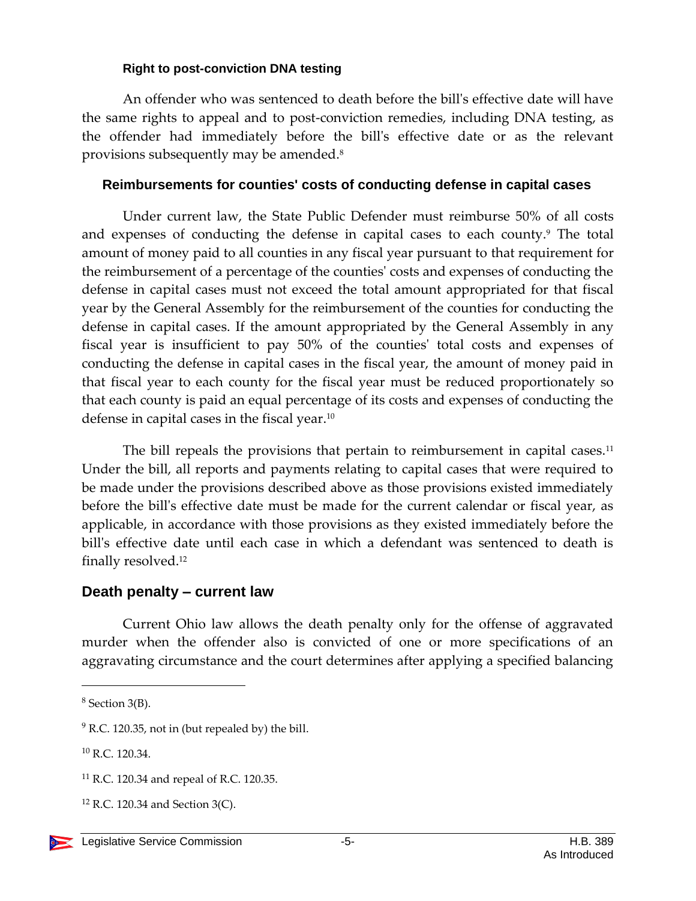#### Right to post-conviction DNA testing

An offender who was sentenced to death before the bill's effective date will have the same rights to appeal and to post-conviction remedies, including DNA testing, as the offender had immediately before the bill's effective date or as the relevant provisions subsequently may be amended.[8]

### Reimbursements for counties' costs of conducting defense in capital cases

Under current law, the State Public Defender must reimburse 50% of all costs and expenses of conducting the defense in capital cases to each county.[9] The total amount of money paid to all counties in any fiscal year pursuant to that requirement for the reimbursement of a percentage of the counties' costs and expenses of conducting the defense in capital cases must not exceed the total amount appropriated for that fiscal year by the General Assembly for the reimbursement of the counties for conducting the defense in capital cases. If the amount appropriated by the General Assembly in any fiscal year is insufficient to pay 50% of the counties' total costs and expenses of conducting the defense in capital cases in the fiscal year, the amount of money paid in that fiscal year to each county for the fiscal year must be reduced proportionately so that each county is paid an equal percentage of its costs and expenses of conducting the defense in capital cases in the fiscal year.[10]

The bill repeals the provisions that pertain to reimbursement in capital cases.[11] Under the bill, all reports and payments relating to capital cases that were required to be made under the provisions described above as those provisions existed immediately before the bill's effective date must be made for the current calendar or fiscal year, as applicable, in accordance with those provisions as they existed immediately before the bill's effective date until each case in which a defendant was sentenced to death is finally resolved.[12]

## Death penalty – current law

Current Ohio law allows the death penalty only for the offense of aggravated murder when the offender also is convicted of one or more specifications of an aggravating circumstance and the court determines after applying a specified balancing

---

[8] Section 3(B).

[9] R.C. 120.35, not in (but repealed by) the bill.

[10] R.C. 120.34.

[11] R.C. 120.34 and repeal of R.C. 120.35.

[12] R.C. 120.34 and Section 3(C).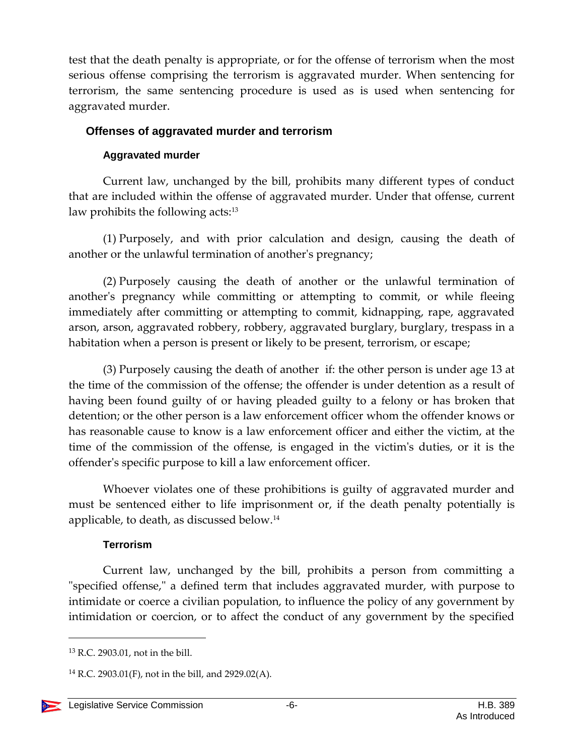test that the death penalty is appropriate, or for the offense of terrorism when the most serious offense comprising the terrorism is aggravated murder. When sentencing for terrorism, the same sentencing procedure is used as is used when sentencing for aggravated murder.

## Offenses of aggravated murder and terrorism

### Aggravated murder

Current law, unchanged by the bill, prohibits many different types of conduct that are included within the offense of aggravated murder. Under that offense, current law prohibits the following acts:[13]

(1) Purposely, and with prior calculation and design, causing the death of another or the unlawful termination of another's pregnancy;

(2) Purposely causing the death of another or the unlawful termination of another's pregnancy while committing or attempting to commit, or while fleeing immediately after committing or attempting to commit, kidnapping, rape, aggravated arson, arson, aggravated robbery, robbery, aggravated burglary, burglary, trespass in a habitation when a person is present or likely to be present, terrorism, or escape;

(3) Purposely causing the death of another if: the other person is under age 13 at the time of the commission of the offense; the offender is under detention as a result of having been found guilty of or having pleaded guilty to a felony or has broken that detention; or the other person is a law enforcement officer whom the offender knows or has reasonable cause to know is a law enforcement officer and either the victim, at the time of the commission of the offense, is engaged in the victim's duties, or it is the offender's specific purpose to kill a law enforcement officer.

Whoever violates one of these prohibitions is guilty of aggravated murder and must be sentenced either to life imprisonment or, if the death penalty potentially is applicable, to death, as discussed below.[14]

### Terrorism

Current law, unchanged by the bill, prohibits a person from committing a "specified offense," a defined term that includes aggravated murder, with purpose to intimidate or coerce a civilian population, to influence the policy of any government by intimidation or coercion, or to affect the conduct of any government by the specified

---

[13] R.C. 2903.01, not in the bill.

[14] R.C. 2903.01(F), not in the bill, and 2929.02(A).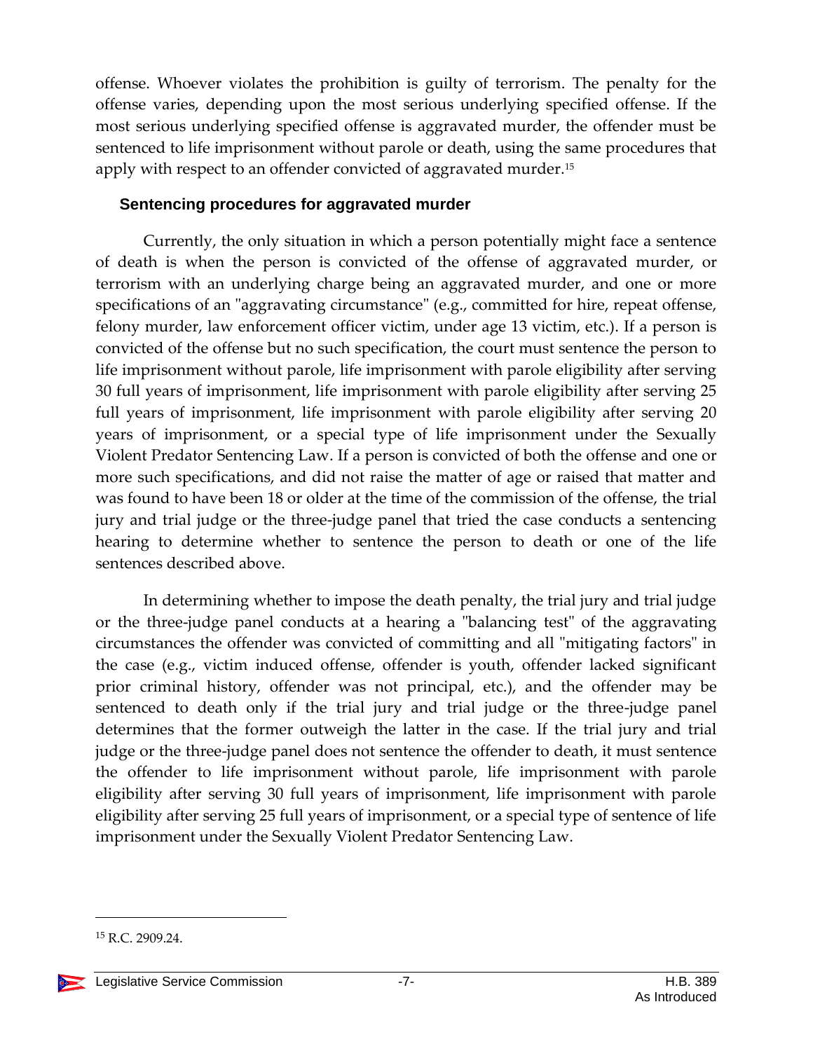offense. Whoever violates the prohibition is guilty of terrorism. The penalty for the offense varies, depending upon the most serious underlying specified offense. If the most serious underlying specified offense is aggravated murder, the offender must be sentenced to life imprisonment without parole or death, using the same procedures that apply with respect to an offender convicted of aggravated murder.[15]

### Sentencing procedures for aggravated murder

Currently, the only situation in which a person potentially might face a sentence of death is when the person is convicted of the offense of aggravated murder, or terrorism with an underlying charge being an aggravated murder, and one or more specifications of an "aggravating circumstance" (e.g., committed for hire, repeat offense, felony murder, law enforcement officer victim, under age 13 victim, etc.). If a person is convicted of the offense but no such specification, the court must sentence the person to life imprisonment without parole, life imprisonment with parole eligibility after serving 30 full years of imprisonment, life imprisonment with parole eligibility after serving 25 full years of imprisonment, life imprisonment with parole eligibility after serving 20 years of imprisonment, or a special type of life imprisonment under the Sexually Violent Predator Sentencing Law. If a person is convicted of both the offense and one or more such specifications, and did not raise the matter of age or raised that matter and was found to have been 18 or older at the time of the commission of the offense, the trial jury and trial judge or the three-judge panel that tried the case conducts a sentencing hearing to determine whether to sentence the person to death or one of the life sentences described above.

In determining whether to impose the death penalty, the trial jury and trial judge or the three-judge panel conducts at a hearing a "balancing test" of the aggravating circumstances the offender was convicted of committing and all "mitigating factors" in the case (e.g., victim induced offense, offender is youth, offender lacked significant prior criminal history, offender was not principal, etc.), and the offender may be sentenced to death only if the trial jury and trial judge or the three-judge panel determines that the former outweigh the latter in the case. If the trial jury and trial judge or the three-judge panel does not sentence the offender to death, it must sentence the offender to life imprisonment without parole, life imprisonment with parole eligibility after serving 30 full years of imprisonment, life imprisonment with parole eligibility after serving 25 full years of imprisonment, or a special type of sentence of life imprisonment under the Sexually Violent Predator Sentencing Law.

---

[15] R.C. 2909.24.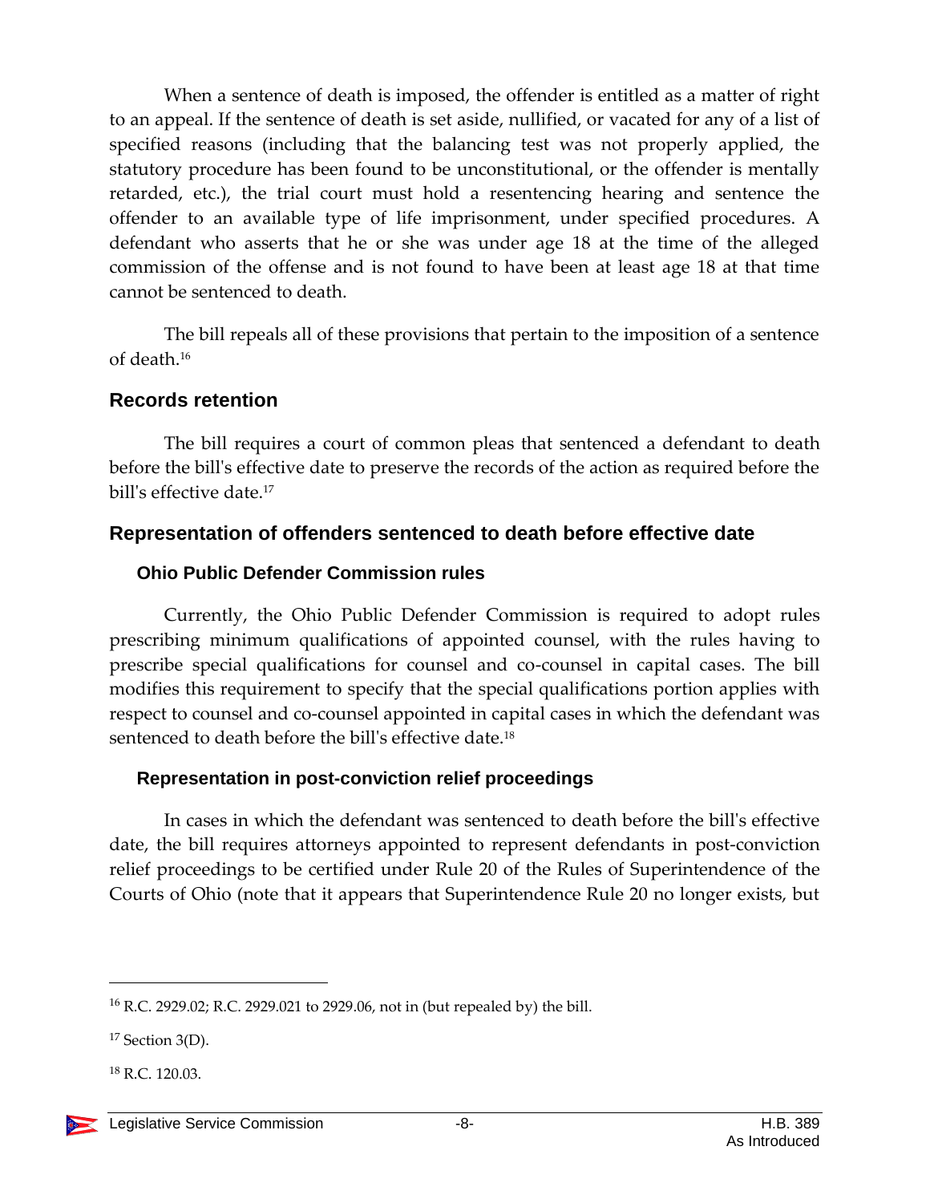When a sentence of death is imposed, the offender is entitled as a matter of right to an appeal. If the sentence of death is set aside, nullified, or vacated for any of a list of specified reasons (including that the balancing test was not properly applied, the statutory procedure has been found to be unconstitutional, or the offender is mentally retarded, etc.), the trial court must hold a resentencing hearing and sentence the offender to an available type of life imprisonment, under specified procedures. A defendant who asserts that he or she was under age 18 at the time of the alleged commission of the offense and is not found to have been at least age 18 at that time cannot be sentenced to death.

The bill repeals all of these provisions that pertain to the imposition of a sentence of death.[16]

## Records retention

The bill requires a court of common pleas that sentenced a defendant to death before the bill's effective date to preserve the records of the action as required before the bill's effective date.[17]

## Representation of offenders sentenced to death before effective date

### Ohio Public Defender Commission rules

Currently, the Ohio Public Defender Commission is required to adopt rules prescribing minimum qualifications of appointed counsel, with the rules having to prescribe special qualifications for counsel and co-counsel in capital cases. The bill modifies this requirement to specify that the special qualifications portion applies with respect to counsel and co-counsel appointed in capital cases in which the defendant was sentenced to death before the bill's effective date.[18]

### Representation in post-conviction relief proceedings

In cases in which the defendant was sentenced to death before the bill's effective date, the bill requires attorneys appointed to represent defendants in post-conviction relief proceedings to be certified under Rule 20 of the Rules of Superintendence of the Courts of Ohio (note that it appears that Superintendence Rule 20 no longer exists, but

---

[16] R.C. 2929.02; R.C. 2929.021 to 2929.06, not in (but repealed by) the bill.

[17] Section 3(D).

[18] R.C. 120.03.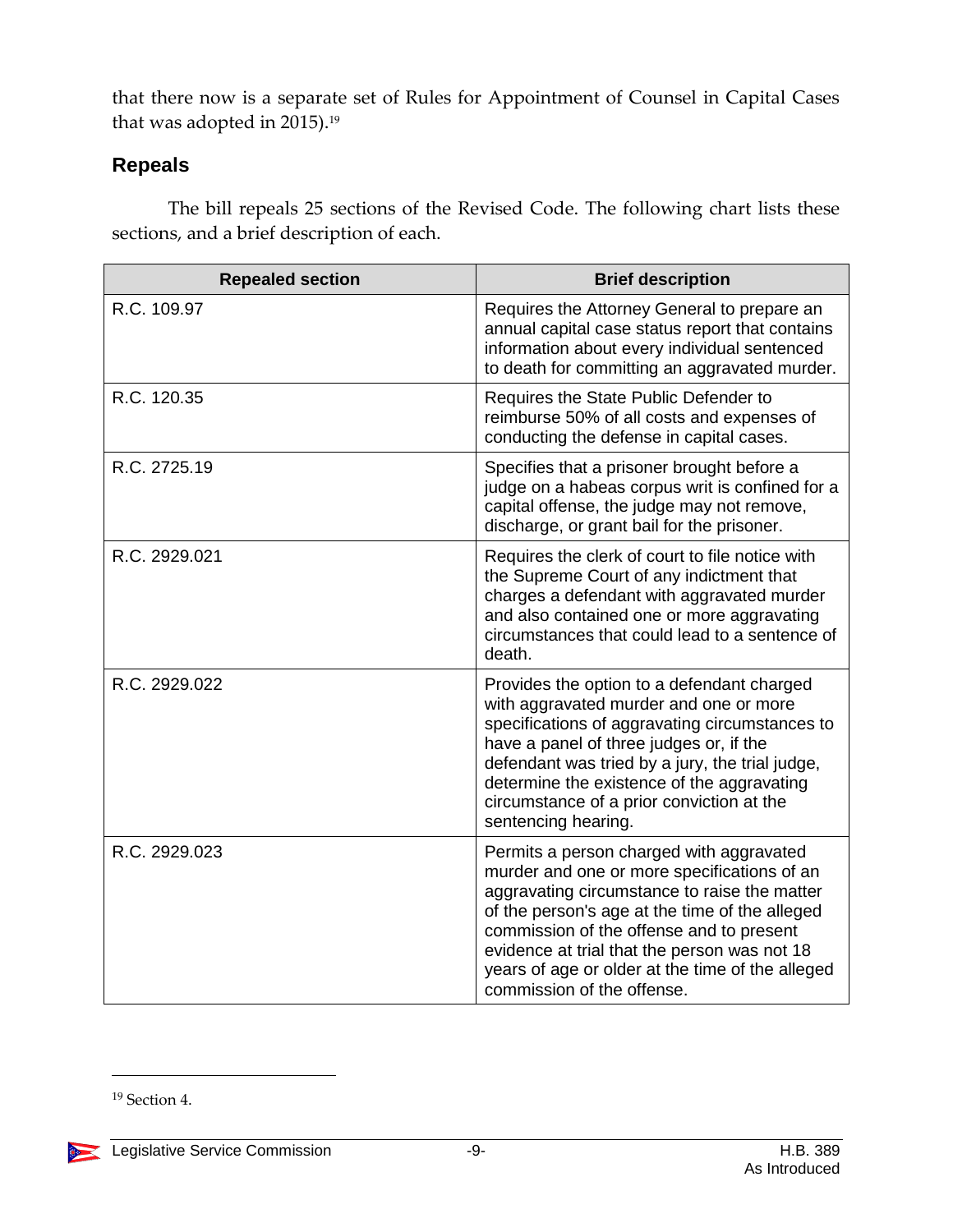that there now is a separate set of Rules for Appointment of Counsel in Capital Cases that was adopted in 2015).[19]

## Repeals

The bill repeals 25 sections of the Revised Code. The following chart lists these sections, and a brief description of each.

| Repealed section | Brief description |
|---|---|
| R.C. 109.97 | Requires the Attorney General to prepare an annual capital case status report that contains information about every individual sentenced to death for committing an aggravated murder. |
| R.C. 120.35 | Requires the State Public Defender to reimburse 50% of all costs and expenses of conducting the defense in capital cases. |
| R.C. 2725.19 | Specifies that a prisoner brought before a judge on a habeas corpus writ is confined for a capital offense, the judge may not remove, discharge, or grant bail for the prisoner. |
| R.C. 2929.021 | Requires the clerk of court to file notice with the Supreme Court of any indictment that charges a defendant with aggravated murder and also contained one or more aggravating circumstances that could lead to a sentence of death. |
| R.C. 2929.022 | Provides the option to a defendant charged with aggravated murder and one or more specifications of aggravating circumstances to have a panel of three judges or, if the defendant was tried by a jury, the trial judge, determine the existence of the aggravating circumstance of a prior conviction at the sentencing hearing. |
| R.C. 2929.023 | Permits a person charged with aggravated murder and one or more specifications of an aggravating circumstance to raise the matter of the person's age at the time of the alleged commission of the offense and to present evidence at trial that the person was not 18 years of age or older at the time of the alleged commission of the offense. |

[19] Section 4.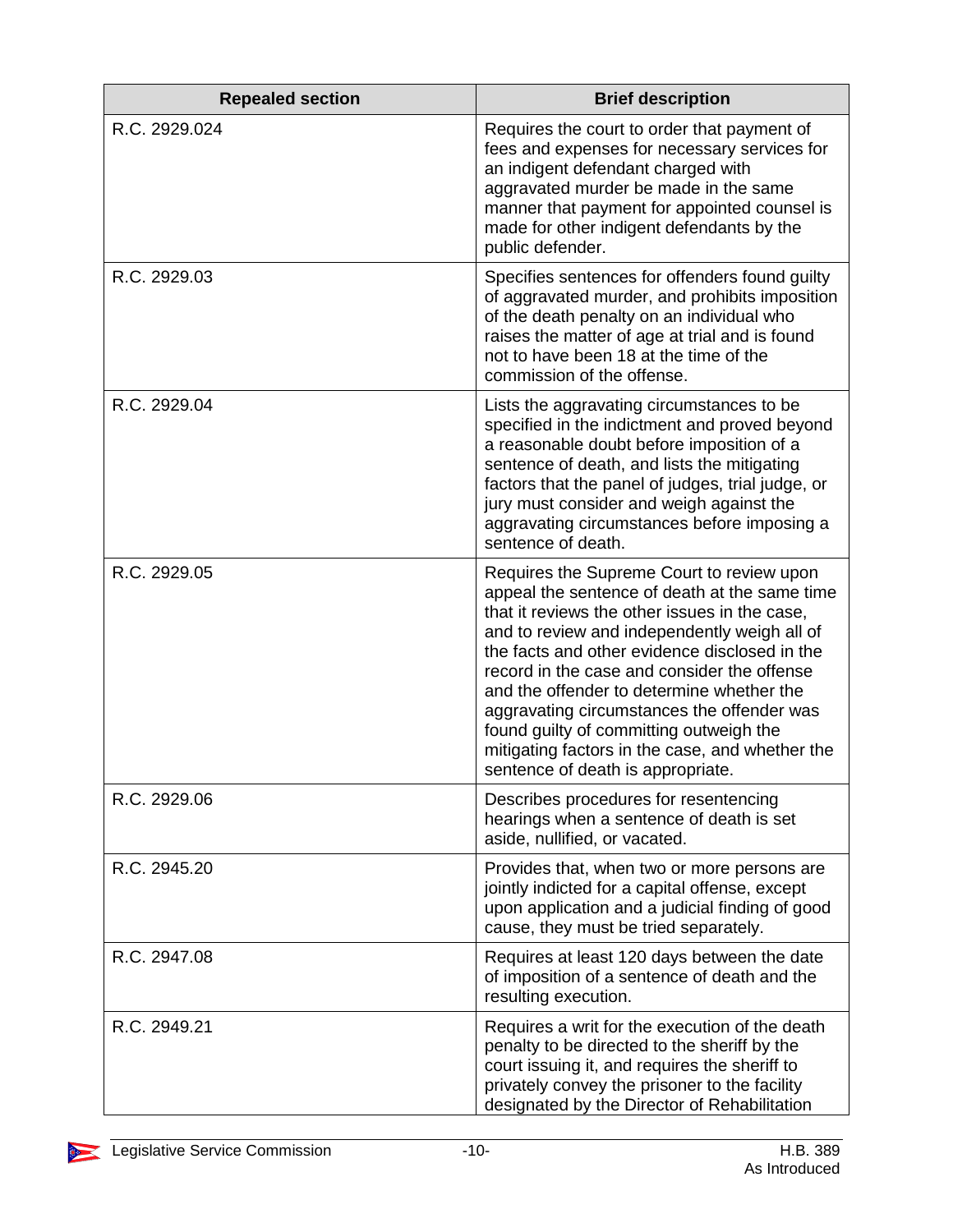| Repealed section | Brief description |
|---|---|
| R.C. 2929.024 | Requires the court to order that payment of fees and expenses for necessary services for an indigent defendant charged with aggravated murder be made in the same manner that payment for appointed counsel is made for other indigent defendants by the public defender. |
| R.C. 2929.03 | Specifies sentences for offenders found guilty of aggravated murder, and prohibits imposition of the death penalty on an individual who raises the matter of age at trial and is found not to have been 18 at the time of the commission of the offense. |
| R.C. 2929.04 | Lists the aggravating circumstances to be specified in the indictment and proved beyond a reasonable doubt before imposition of a sentence of death, and lists the mitigating factors that the panel of judges, trial judge, or jury must consider and weigh against the aggravating circumstances before imposing a sentence of death. |
| R.C. 2929.05 | Requires the Supreme Court to review upon appeal the sentence of death at the same time that it reviews the other issues in the case, and to review and independently weigh all of the facts and other evidence disclosed in the record in the case and consider the offense and the offender to determine whether the aggravating circumstances the offender was found guilty of committing outweigh the mitigating factors in the case, and whether the sentence of death is appropriate. |
| R.C. 2929.06 | Describes procedures for resentencing hearings when a sentence of death is set aside, nullified, or vacated. |
| R.C. 2945.20 | Provides that, when two or more persons are jointly indicted for a capital offense, except upon application and a judicial finding of good cause, they must be tried separately. |
| R.C. 2947.08 | Requires at least 120 days between the date of imposition of a sentence of death and the resulting execution. |
| R.C. 2949.21 | Requires a writ for the execution of the death penalty to be directed to the sheriff by the court issuing it, and requires the sheriff to privately convey the prisoner to the facility designated by the Director of Rehabilitation |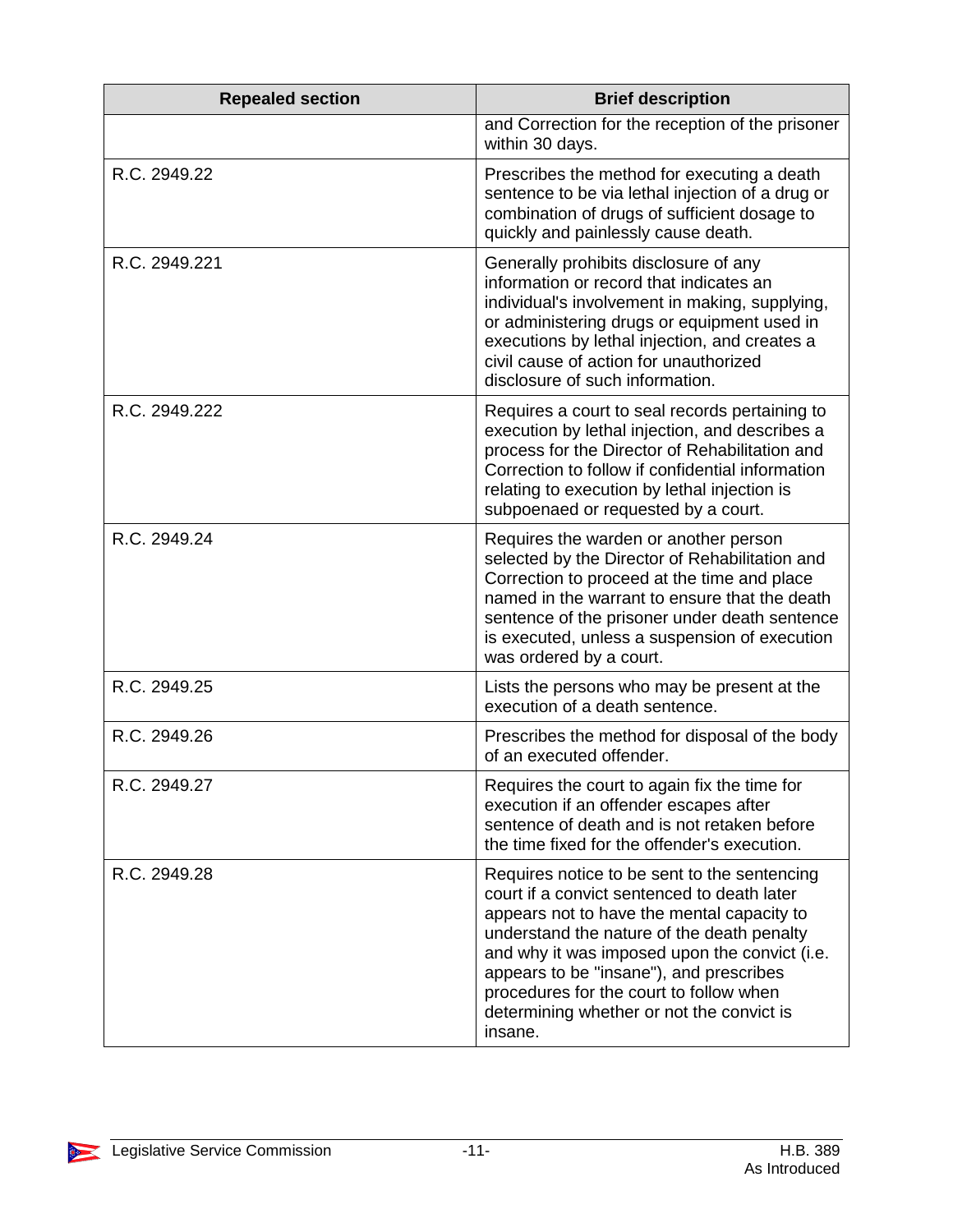| Repealed section | Brief description |
|---|---|
| | and Correction for the reception of the prisoner within 30 days. |
| R.C. 2949.22 | Prescribes the method for executing a death sentence to be via lethal injection of a drug or combination of drugs of sufficient dosage to quickly and painlessly cause death. |
| R.C. 2949.221 | Generally prohibits disclosure of any information or record that indicates an individual's involvement in making, supplying, or administering drugs or equipment used in executions by lethal injection, and creates a civil cause of action for unauthorized disclosure of such information. |
| R.C. 2949.222 | Requires a court to seal records pertaining to execution by lethal injection, and describes a process for the Director of Rehabilitation and Correction to follow if confidential information relating to execution by lethal injection is subpoenaed or requested by a court. |
| R.C. 2949.24 | Requires the warden or another person selected by the Director of Rehabilitation and Correction to proceed at the time and place named in the warrant to ensure that the death sentence of the prisoner under death sentence is executed, unless a suspension of execution was ordered by a court. |
| R.C. 2949.25 | Lists the persons who may be present at the execution of a death sentence. |
| R.C. 2949.26 | Prescribes the method for disposal of the body of an executed offender. |
| R.C. 2949.27 | Requires the court to again fix the time for execution if an offender escapes after sentence of death and is not retaken before the time fixed for the offender's execution. |
| R.C. 2949.28 | Requires notice to be sent to the sentencing court if a convict sentenced to death later appears not to have the mental capacity to understand the nature of the death penalty and why it was imposed upon the convict (i.e. appears to be "insane"), and prescribes procedures for the court to follow when determining whether or not the convict is insane. |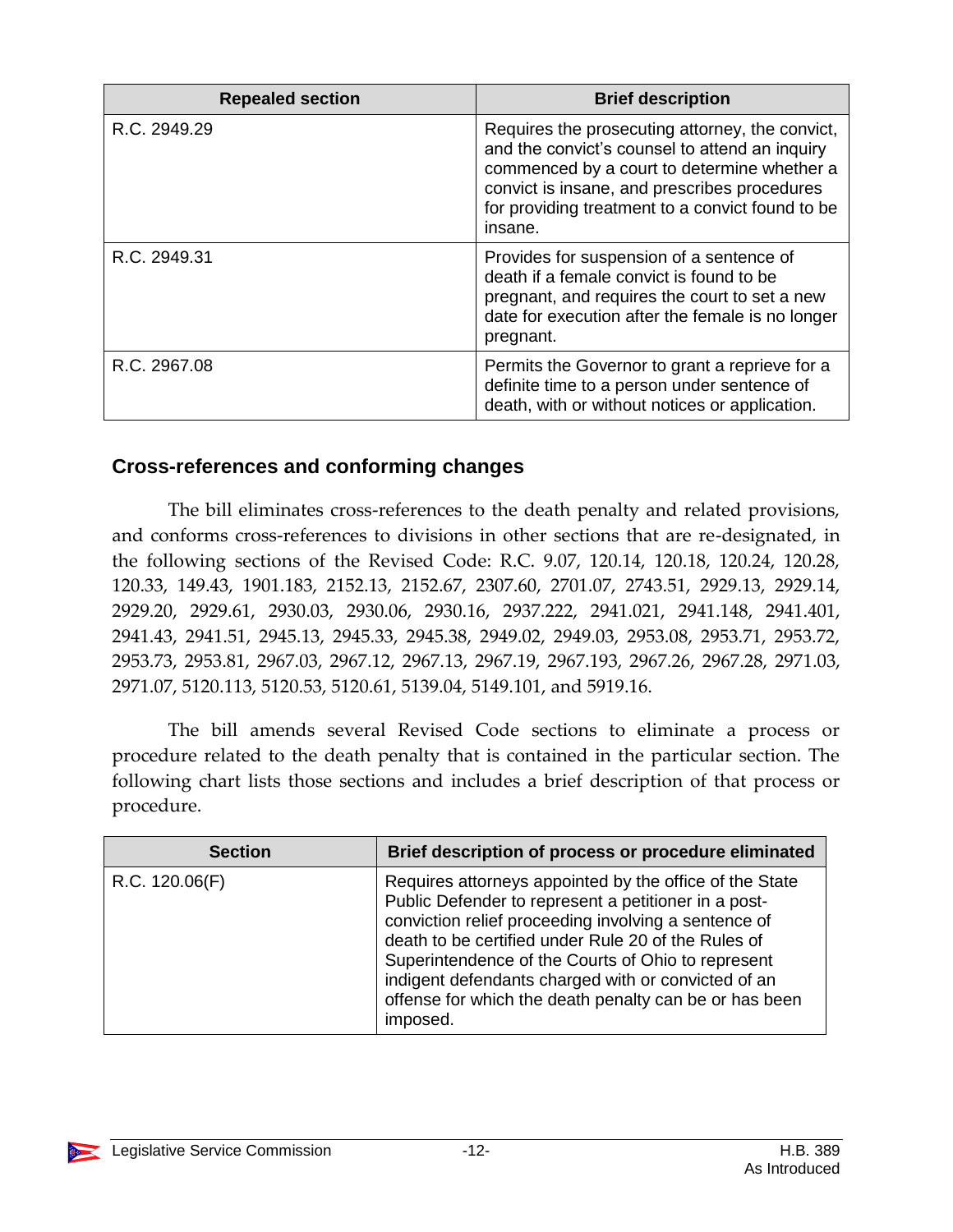| Repealed section | Brief description |
| --- | --- |
| R.C. 2949.29 | Requires the prosecuting attorney, the convict, and the convict's counsel to attend an inquiry commenced by a court to determine whether a convict is insane, and prescribes procedures for providing treatment to a convict found to be insane. |
| R.C. 2949.31 | Provides for suspension of a sentence of death if a female convict is found to be pregnant, and requires the court to set a new date for execution after the female is no longer pregnant. |
| R.C. 2967.08 | Permits the Governor to grant a reprieve for a definite time to a person under sentence of death, with or without notices or application. |

### Cross-references and conforming changes

The bill eliminates cross-references to the death penalty and related provisions, and conforms cross-references to divisions in other sections that are re-designated, in the following sections of the Revised Code: R.C. 9.07, 120.14, 120.18, 120.24, 120.28, 120.33, 149.43, 1901.183, 2152.13, 2152.67, 2307.60, 2701.07, 2743.51, 2929.13, 2929.14, 2929.20, 2929.61, 2930.03, 2930.06, 2930.16, 2937.222, 2941.021, 2941.148, 2941.401, 2941.43, 2941.51, 2945.13, 2945.33, 2945.38, 2949.02, 2949.03, 2953.08, 2953.71, 2953.72, 2953.73, 2953.81, 2967.03, 2967.12, 2967.13, 2967.19, 2967.193, 2967.26, 2967.28, 2971.03, 2971.07, 5120.113, 5120.53, 5120.61, 5139.04, 5149.101, and 5919.16.

The bill amends several Revised Code sections to eliminate a process or procedure related to the death penalty that is contained in the particular section. The following chart lists those sections and includes a brief description of that process or procedure.

| Section | Brief description of process or procedure eliminated |
| --- | --- |
| R.C. 120.06(F) | Requires attorneys appointed by the office of the State Public Defender to represent a petitioner in a post-conviction relief proceeding involving a sentence of death to be certified under Rule 20 of the Rules of Superintendence of the Courts of Ohio to represent indigent defendants charged with or convicted of an offense for which the death penalty can be or has been imposed. |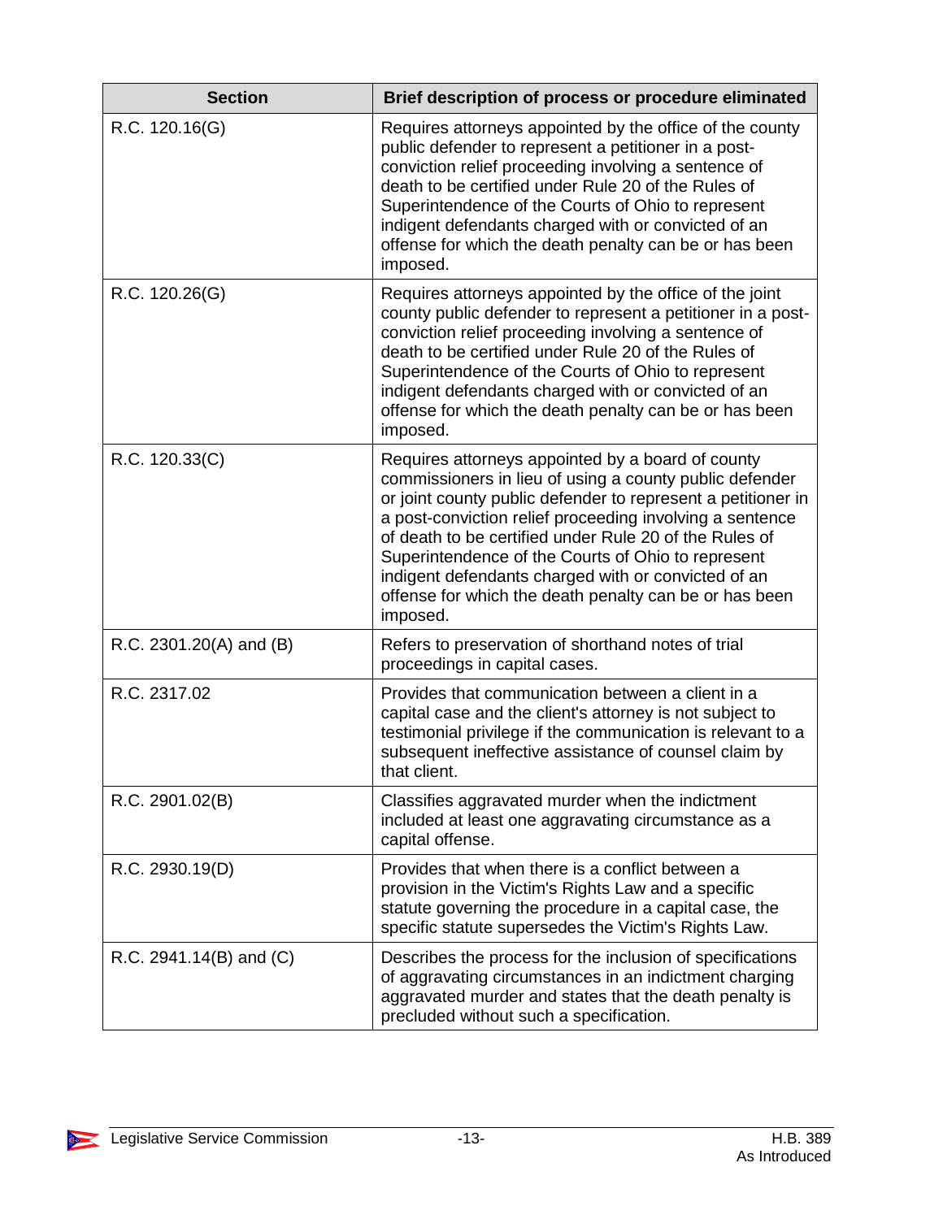| Section | Brief description of process or procedure eliminated |
|---|---|
| R.C. 120.16(G) | Requires attorneys appointed by the office of the county public defender to represent a petitioner in a post-conviction relief proceeding involving a sentence of death to be certified under Rule 20 of the Rules of Superintendence of the Courts of Ohio to represent indigent defendants charged with or convicted of an offense for which the death penalty can be or has been imposed. |
| R.C. 120.26(G) | Requires attorneys appointed by the office of the joint county public defender to represent a petitioner in a post-conviction relief proceeding involving a sentence of death to be certified under Rule 20 of the Rules of Superintendence of the Courts of Ohio to represent indigent defendants charged with or convicted of an offense for which the death penalty can be or has been imposed. |
| R.C. 120.33(C) | Requires attorneys appointed by a board of county commissioners in lieu of using a county public defender or joint county public defender to represent a petitioner in a post-conviction relief proceeding involving a sentence of death to be certified under Rule 20 of the Rules of Superintendence of the Courts of Ohio to represent indigent defendants charged with or convicted of an offense for which the death penalty can be or has been imposed. |
| R.C. 2301.20(A) and (B) | Refers to preservation of shorthand notes of trial proceedings in capital cases. |
| R.C. 2317.02 | Provides that communication between a client in a capital case and the client's attorney is not subject to testimonial privilege if the communication is relevant to a subsequent ineffective assistance of counsel claim by that client. |
| R.C. 2901.02(B) | Classifies aggravated murder when the indictment included at least one aggravating circumstance as a capital offense. |
| R.C. 2930.19(D) | Provides that when there is a conflict between a provision in the Victim's Rights Law and a specific statute governing the procedure in a capital case, the specific statute supersedes the Victim's Rights Law. |
| R.C. 2941.14(B) and (C) | Describes the process for the inclusion of specifications of aggravating circumstances in an indictment charging aggravated murder and states that the death penalty is precluded without such a specification. |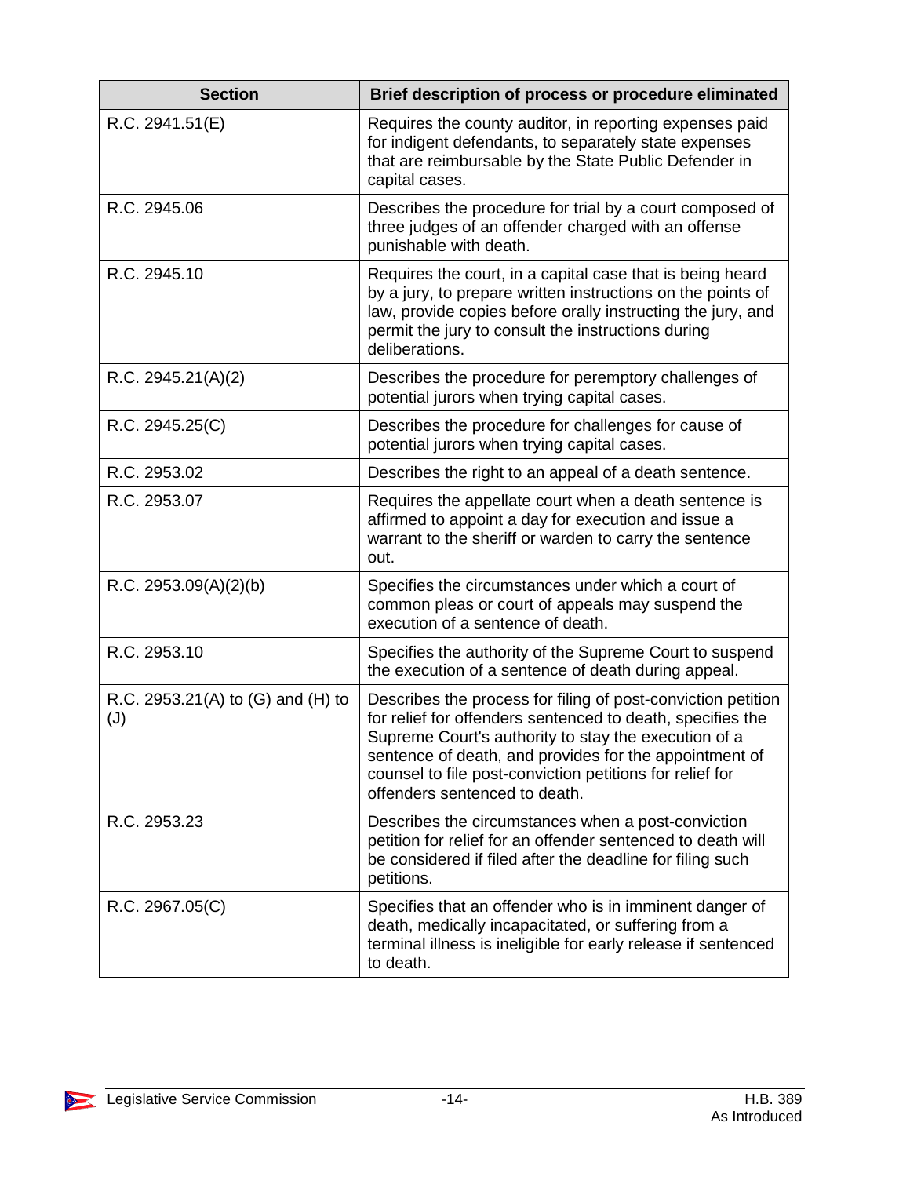| Section | Brief description of process or procedure eliminated |
| --- | --- |
| R.C. 2941.51(E) | Requires the county auditor, in reporting expenses paid for indigent defendants, to separately state expenses that are reimbursable by the State Public Defender in capital cases. |
| R.C. 2945.06 | Describes the procedure for trial by a court composed of three judges of an offender charged with an offense punishable with death. |
| R.C. 2945.10 | Requires the court, in a capital case that is being heard by a jury, to prepare written instructions on the points of law, provide copies before orally instructing the jury, and permit the jury to consult the instructions during deliberations. |
| R.C. 2945.21(A)(2) | Describes the procedure for peremptory challenges of potential jurors when trying capital cases. |
| R.C. 2945.25(C) | Describes the procedure for challenges for cause of potential jurors when trying capital cases. |
| R.C. 2953.02 | Describes the right to an appeal of a death sentence. |
| R.C. 2953.07 | Requires the appellate court when a death sentence is affirmed to appoint a day for execution and issue a warrant to the sheriff or warden to carry the sentence out. |
| R.C. 2953.09(A)(2)(b) | Specifies the circumstances under which a court of common pleas or court of appeals may suspend the execution of a sentence of death. |
| R.C. 2953.10 | Specifies the authority of the Supreme Court to suspend the execution of a sentence of death during appeal. |
| R.C. 2953.21(A) to (G) and (H) to (J) | Describes the process for filing of post-conviction petition for relief for offenders sentenced to death, specifies the Supreme Court's authority to stay the execution of a sentence of death, and provides for the appointment of counsel to file post-conviction petitions for relief for offenders sentenced to death. |
| R.C. 2953.23 | Describes the circumstances when a post-conviction petition for relief for an offender sentenced to death will be considered if filed after the deadline for filing such petitions. |
| R.C. 2967.05(C) | Specifies that an offender who is in imminent danger of death, medically incapacitated, or suffering from a terminal illness is ineligible for early release if sentenced to death. |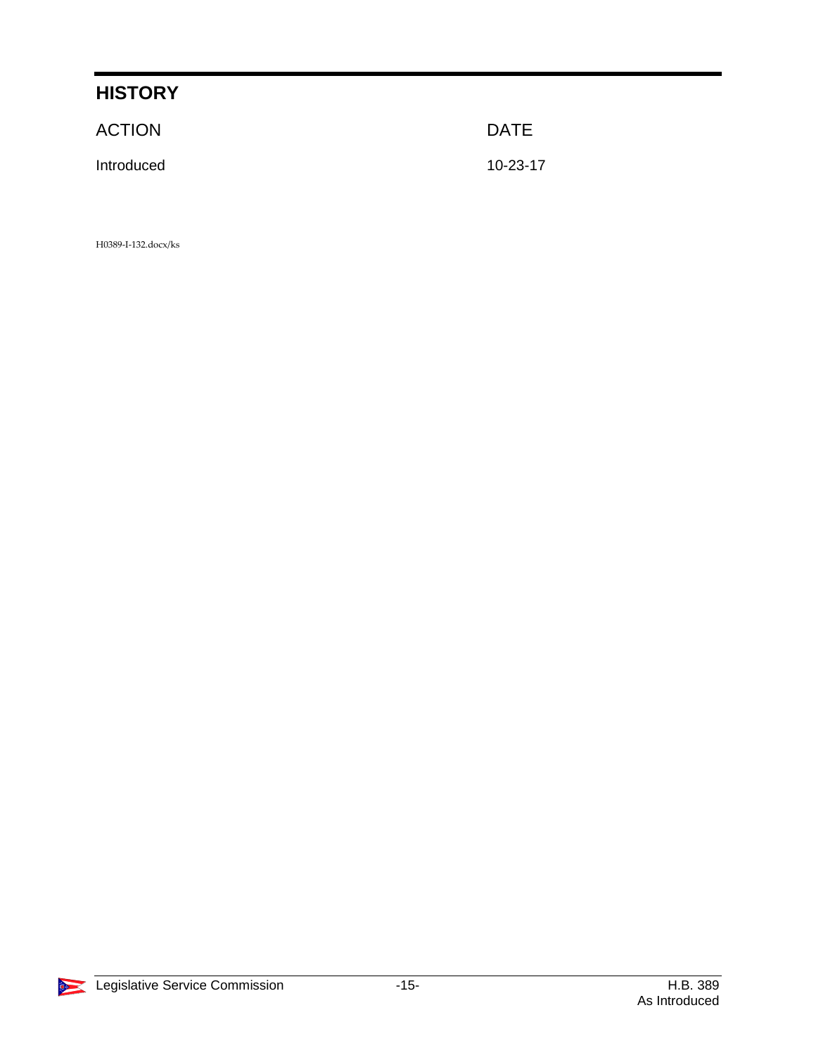## HISTORY

| ACTION | DATE |
|---|---|
| Introduced | 10-23-17 |

H0389-I-132.docx/ks